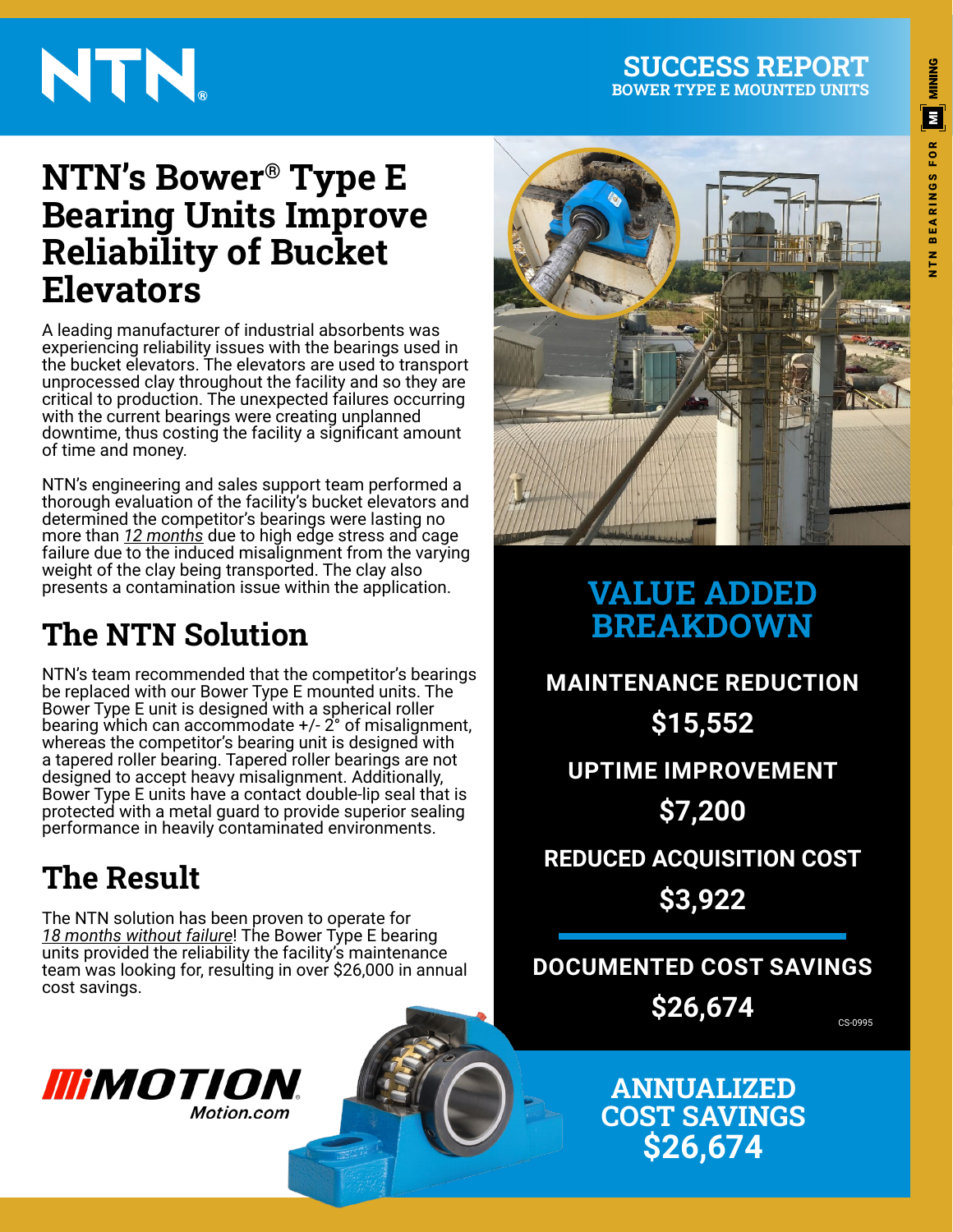# NTN

**SUCCESS REPORT**
**BOWER TYPE E MOUNTED UNITS**

## NTN's Bower® Type E Bearing Units Improve Reliability of Bucket Elevators

A leading manufacturer of industrial absorbents was experiencing reliability issues with the bearings used in the bucket elevators. The elevators are used to transport unprocessed clay throughout the facility and so they are critical to production. The unexpected failures occurring with the current bearings were creating unplanned downtime, thus costing the facility a significant amount of time and money.

NTN's engineering and sales support team performed a thorough evaluation of the facility's bucket elevators and determined the competitor's bearings were lasting no more than *12 months* due to high edge stress and cage failure due to the induced misalignment from the varying weight of the clay being transported. The clay also presents a contamination issue within the application.

## The NTN Solution

NTN's team recommended that the competitor's bearings be replaced with our Bower Type E mounted units. The Bower Type E unit is designed with a spherical roller bearing which can accommodate +/- 2° of misalignment, whereas the competitor's bearing unit is designed with a tapered roller bearing. Tapered roller bearings are not designed to accept heavy misalignment. Additionally, Bower Type E units have a contact double-lip seal that is protected with a metal guard to provide superior sealing performance in heavily contaminated environments.

## The Result

The NTN solution has been proven to operate for *18 months without failure*! The Bower Type E bearing units provided the reliability the facility's maintenance team was looking for, resulting in over $26,000 in annual cost savings.

## VALUE ADDED BREAKDOWN

**MAINTENANCE REDUCTION**
**$15,552**

**UPTIME IMPROVEMENT**
**$7,200**

**REDUCED ACQUISITION COST**
**$3,922**

**DOCUMENTED COST SAVINGS**
**$26,674**

CS-0995

**ANNUALIZED COST SAVINGS**
**$26,674**

MiMOTION
Motion.com

NTN BEARINGS FOR MI MINING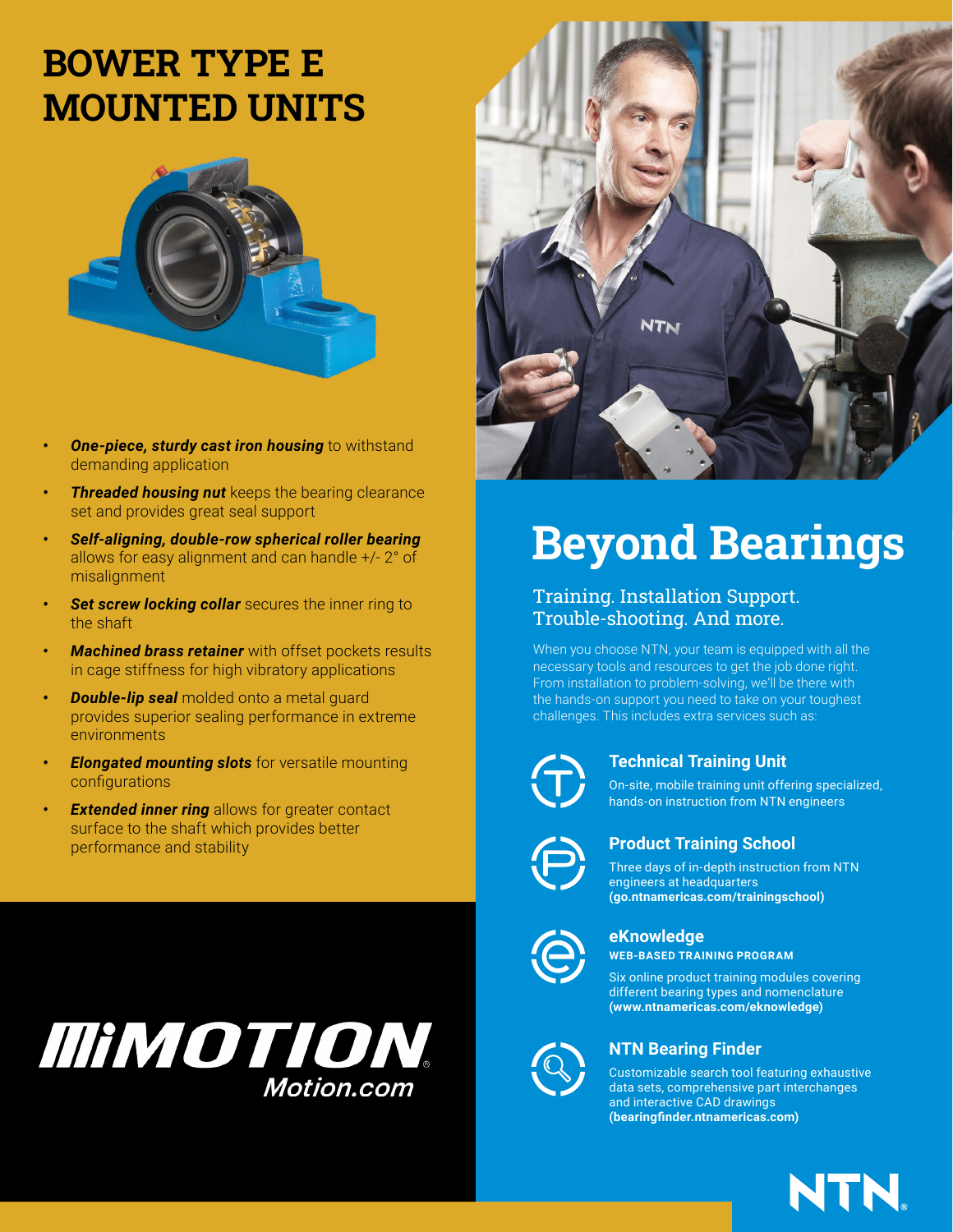# BOWER TYPE E MOUNTED UNITS

- ***One-piece, sturdy cast iron housing*** to withstand demanding application
- ***Threaded housing nut*** keeps the bearing clearance set and provides great seal support
- ***Self-aligning, double-row spherical roller bearing*** allows for easy alignment and can handle +/- 2° of misalignment
- ***Set screw locking collar*** secures the inner ring to the shaft
- ***Machined brass retainer*** with offset pockets results in cage stiffness for high vibratory applications
- ***Double-lip seal*** molded onto a metal guard provides superior sealing performance in extreme environments
- ***Elongated mounting slots*** for versatile mounting configurations
- ***Extended inner ring*** allows for greater contact surface to the shaft which provides better performance and stability

MiMOTION
Motion.com

# Beyond Bearings

## Training. Installation Support. Trouble-shooting. And more.

When you choose NTN, your team is equipped with all the necessary tools and resources to get the job done right. From installation to problem-solving, we'll be there with the hands-on support you need to take on your toughest challenges. This includes extra services such as:

### Technical Training Unit

On-site, mobile training unit offering specialized, hands-on instruction from NTN engineers

### Product Training School

Three days of in-depth instruction from NTN engineers at headquarters
**(go.ntnamericas.com/trainingschool)**

### eKnowledge

**WEB-BASED TRAINING PROGRAM**

Six online product training modules covering different bearing types and nomenclature
**(www.ntnamericas.com/eknowledge)**

### NTN Bearing Finder

Customizable search tool featuring exhaustive data sets, comprehensive part interchanges and interactive CAD drawings
**(bearingfinder.ntnamericas.com)**

NTN